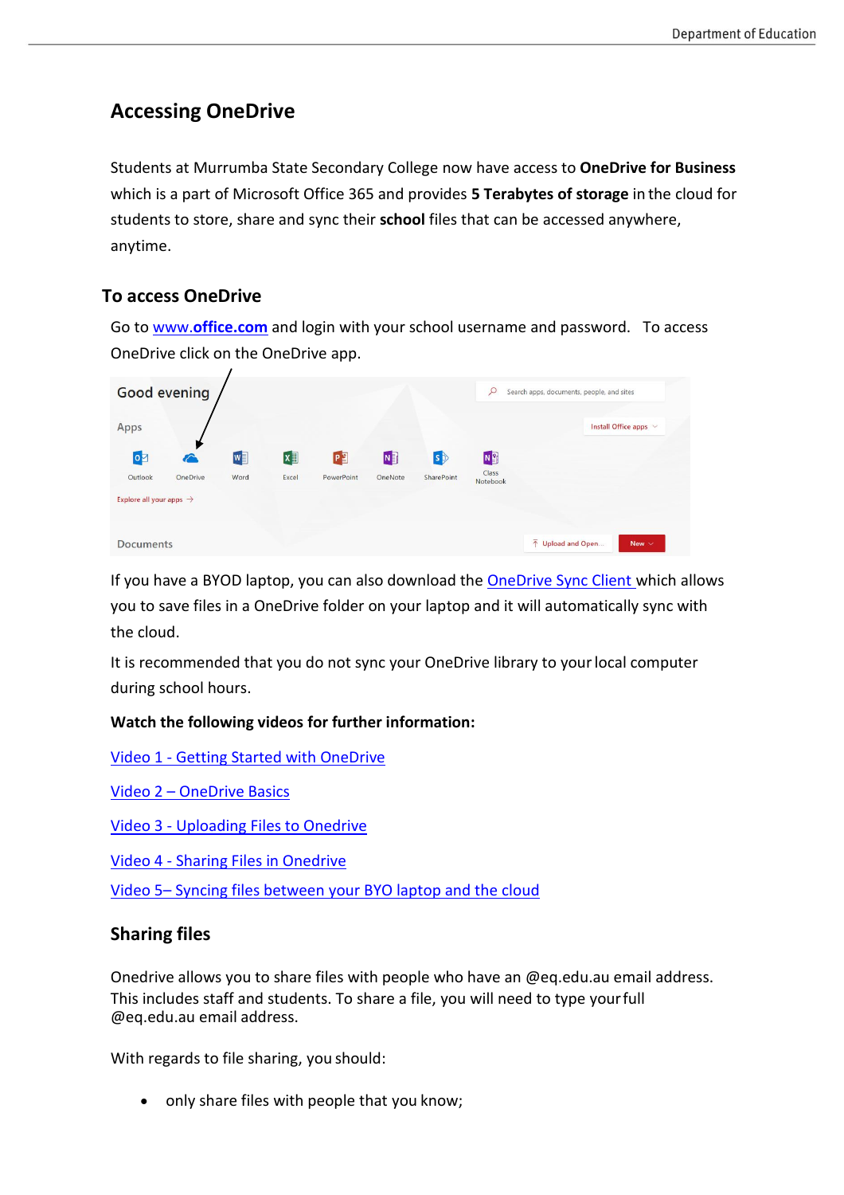# Accessing OneDrive

Students at Murrumba State Secondary College now have access to **OneDrive for Business** which is a part of Microsoft Office 365 and provides **5 Terabytes of storage** in the cloud for students to store, share and sync their **school** files that can be accessed anywhere, anytime.

## To access OneDrive

Go to **www.office.com** and login with your school username and password. To access OneDrive click on the OneDrive app.

If you have a BYOD laptop, you can also download the OneDrive Sync Client which allows you to save files in a OneDrive folder on your laptop and it will automatically sync with the cloud.

It is recommended that you do not sync your OneDrive library to your local computer during school hours.

**Watch the following videos for further information:**

Video 1 - Getting Started with OneDrive

Video 2 – OneDrive Basics

Video 3 - Uploading Files to Onedrive

Video 4 - Sharing Files in Onedrive

Video 5– Syncing files between your BYO laptop and the cloud

## Sharing files

Onedrive allows you to share files with people who have an @eq.edu.au email address. This includes staff and students. To share a file, you will need to type your full @eq.edu.au email address.

With regards to file sharing, you should:

- only share files with people that you know;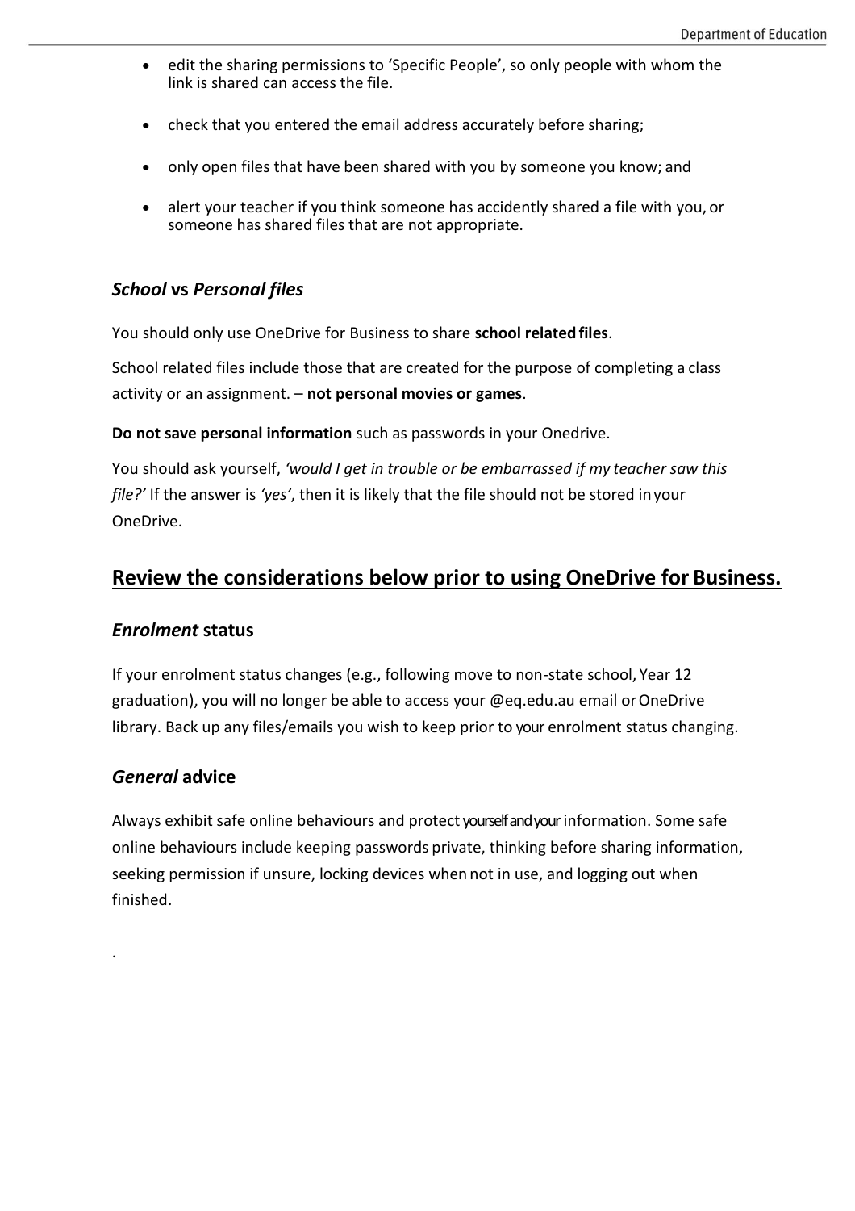- edit the sharing permissions to 'Specific People', so only people with whom the link is shared can access the file.
- check that you entered the email address accurately before sharing;
- only open files that have been shared with you by someone you know; and
- alert your teacher if you think someone has accidently shared a file with you, or someone has shared files that are not appropriate.

### *School* vs *Personal files*

You should only use OneDrive for Business to share **school related files**.

School related files include those that are created for the purpose of completing a class activity or an assignment. – **not personal movies or games**.

**Do not save personal information** such as passwords in your Onedrive.

You should ask yourself, *'would I get in trouble or be embarrassed if my teacher saw this file?'* If the answer is *'yes'*, then it is likely that the file should not be stored in your OneDrive.

## Review the considerations below prior to using OneDrive for Business.

### *Enrolment* status

If your enrolment status changes (e.g., following move to non-state school, Year 12 graduation), you will no longer be able to access your @eq.edu.au email or OneDrive library. Back up any files/emails you wish to keep prior to your enrolment status changing.

### *General* advice

Always exhibit safe online behaviours and protect yourself and your information. Some safe online behaviours include keeping passwords private, thinking before sharing information, seeking permission if unsure, locking devices when not in use, and logging out when finished.

.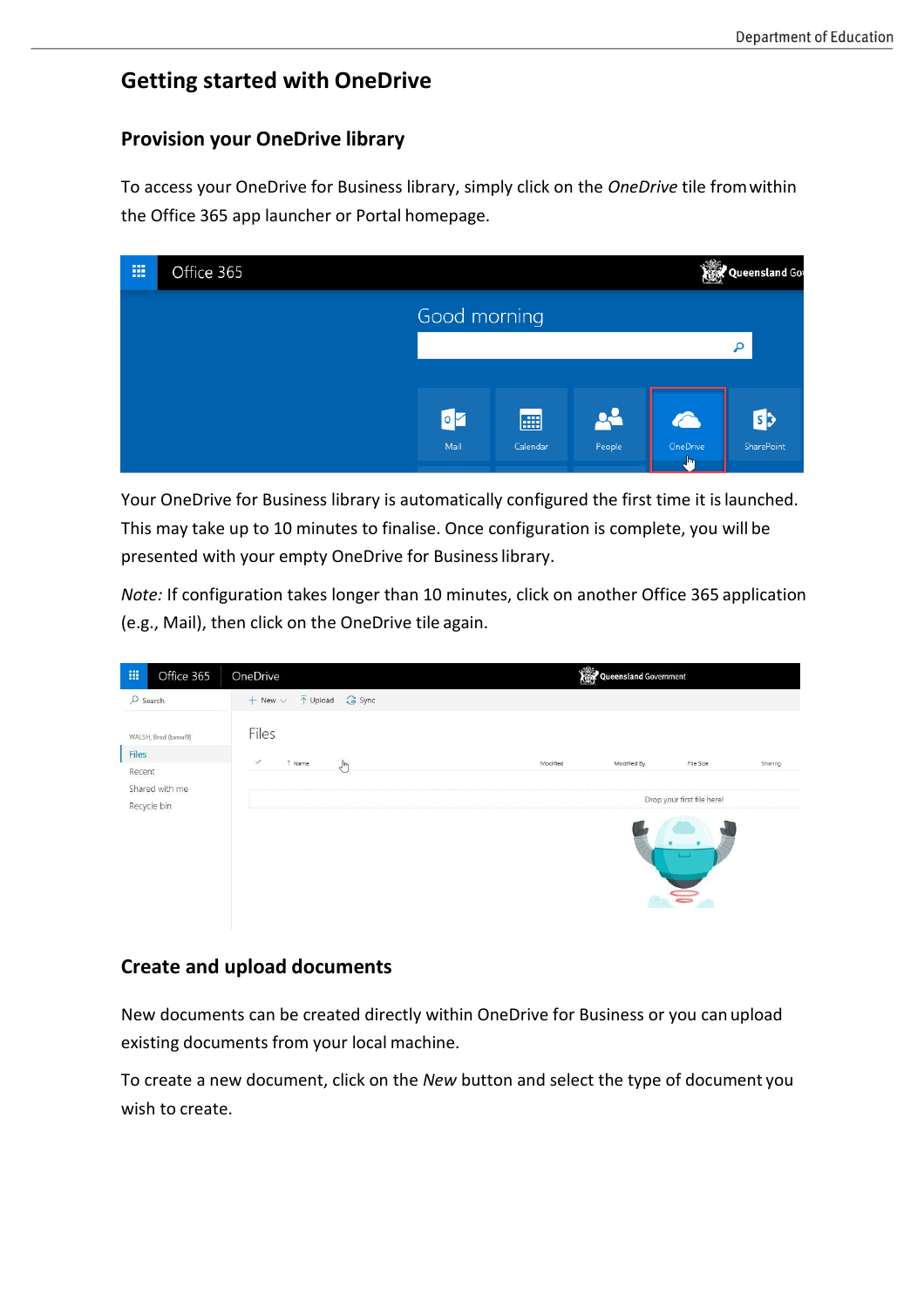# Getting started with OneDrive

## Provision your OneDrive library

To access your OneDrive for Business library, simply click on the *OneDrive* tile from within the Office 365 app launcher or Portal homepage.

Your OneDrive for Business library is automatically configured the first time it is launched. This may take up to 10 minutes to finalise. Once configuration is complete, you will be presented with your empty OneDrive for Business library.

*Note:* If configuration takes longer than 10 minutes, click on another Office 365 application (e.g., Mail), then click on the OneDrive tile again.

## Create and upload documents

New documents can be created directly within OneDrive for Business or you can upload existing documents from your local machine.

To create a new document, click on the *New* button and select the type of document you wish to create.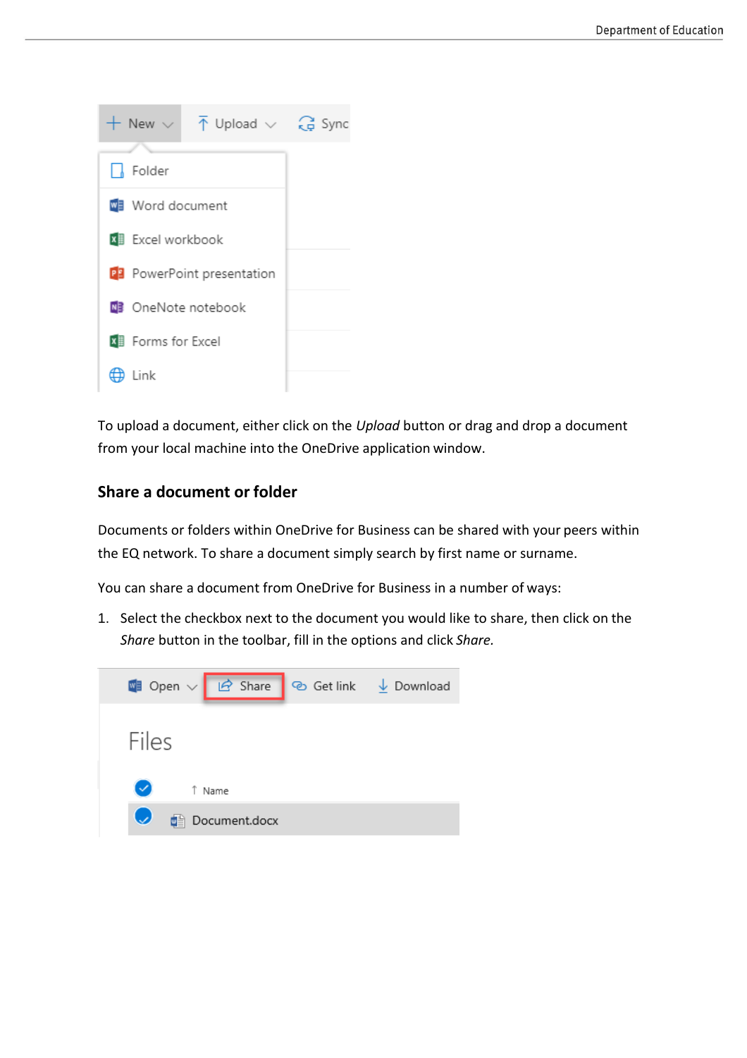To upload a document, either click on the *Upload* button or drag and drop a document from your local machine into the OneDrive application window.

### Share a document or folder

Documents or folders within OneDrive for Business can be shared with your peers within the EQ network. To share a document simply search by first name or surname.

You can share a document from OneDrive for Business in a number of ways:

1. Select the checkbox next to the document you would like to share, then click on the *Share* button in the toolbar, fill in the options and click *Share*.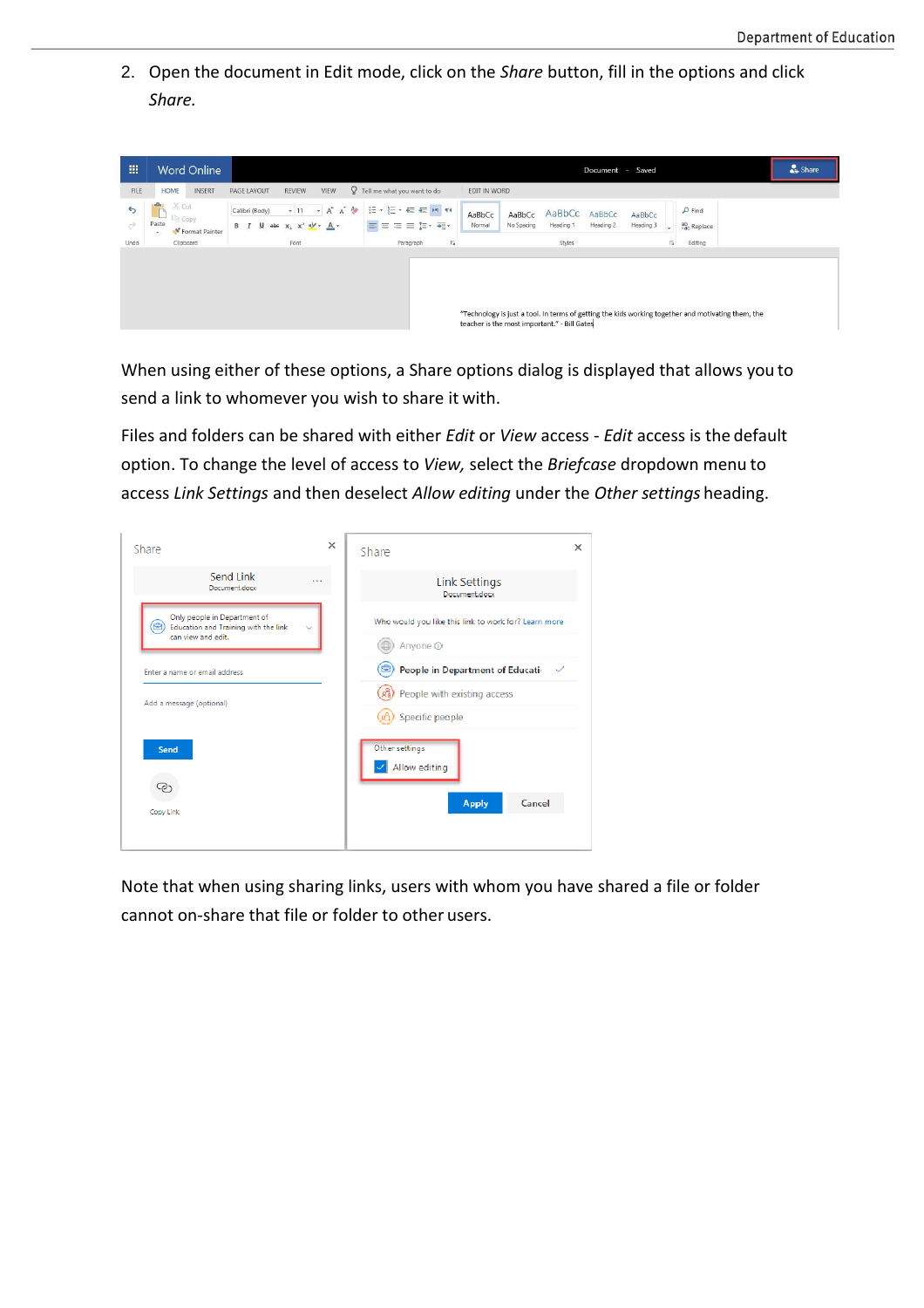2. Open the document in Edit mode, click on the *Share* button, fill in the options and click *Share.*

When using either of these options, a Share options dialog is displayed that allows you to send a link to whomever you wish to share it with.

Files and folders can be shared with either *Edit* or *View* access - *Edit* access is the default option. To change the level of access to *View,* select the *Briefcase* dropdown menu to access *Link Settings* and then deselect *Allow editing* under the *Other settings* heading.

Note that when using sharing links, users with whom you have shared a file or folder cannot on-share that file or folder to other users.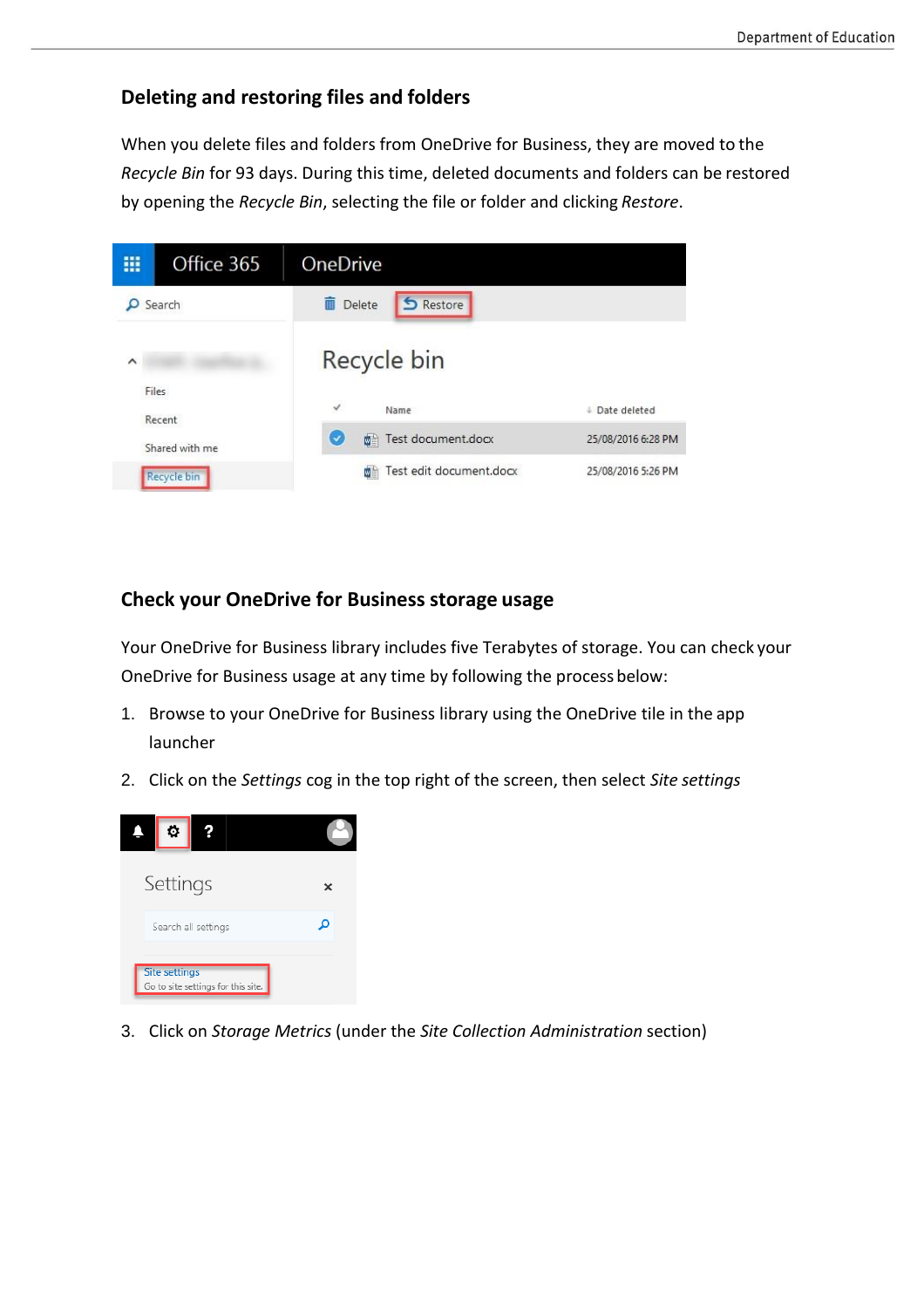## Deleting and restoring files and folders

When you delete files and folders from OneDrive for Business, they are moved to the *Recycle Bin* for 93 days. During this time, deleted documents and folders can be restored by opening the *Recycle Bin*, selecting the file or folder and clicking *Restore*.

## Check your OneDrive for Business storage usage

Your OneDrive for Business library includes five Terabytes of storage. You can check your OneDrive for Business usage at any time by following the process below:

1. Browse to your OneDrive for Business library using the OneDrive tile in the app launcher
2. Click on the *Settings* cog in the top right of the screen, then select *Site settings*
3. Click on *Storage Metrics* (under the *Site Collection Administration* section)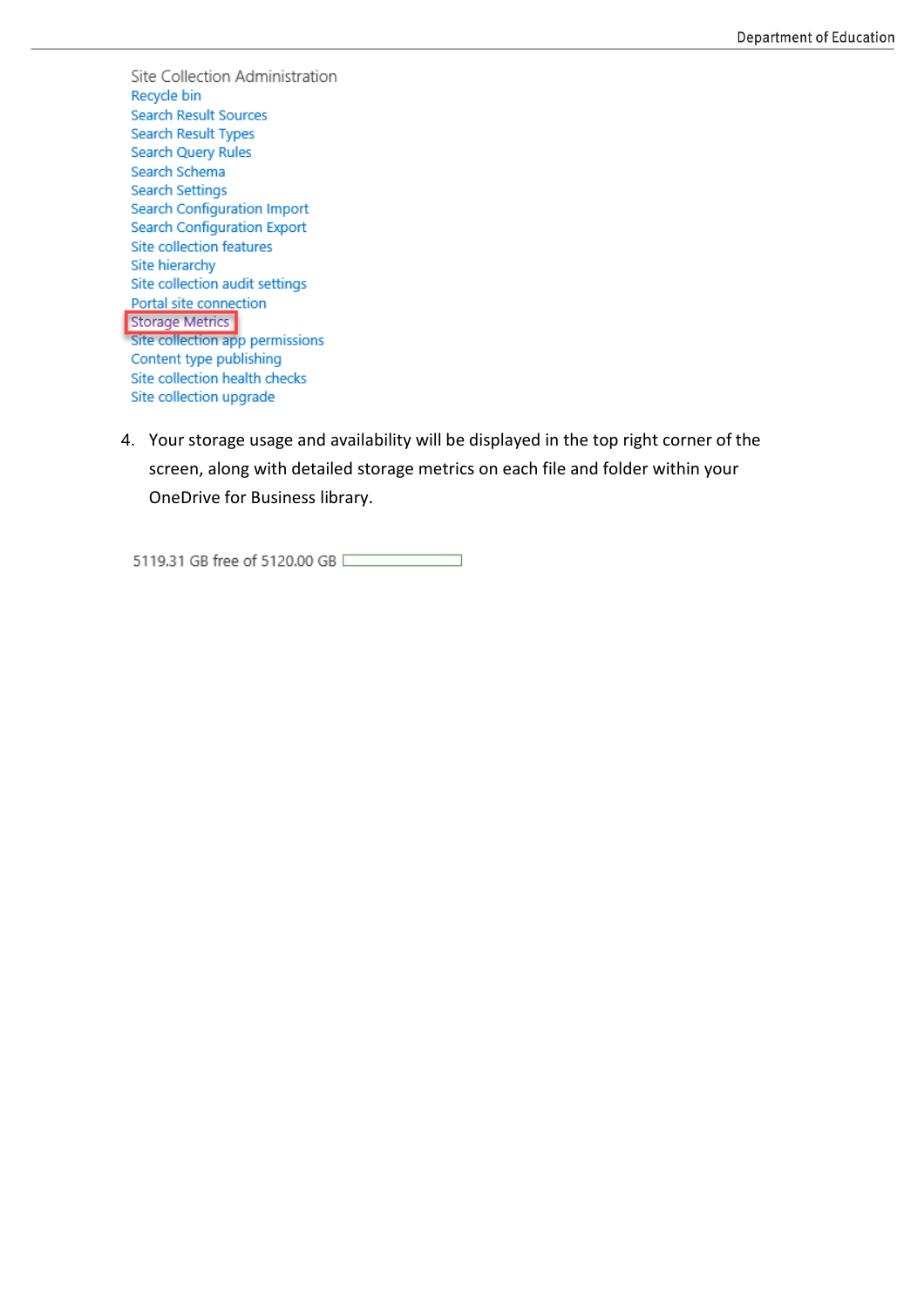Site Collection Administration
Recycle bin
Search Result Sources
Search Result Types
Search Query Rules
Search Schema
Search Settings
Search Configuration Import
Search Configuration Export
Site collection features
Site hierarchy
Site collection audit settings
Portal site connection
Storage Metrics
Site collection app permissions
Content type publishing
Site collection health checks
Site collection upgrade

4. Your storage usage and availability will be displayed in the top right corner of the screen, along with detailed storage metrics on each file and folder within your OneDrive for Business library.

5119.31 GB free of 5120.00 GB